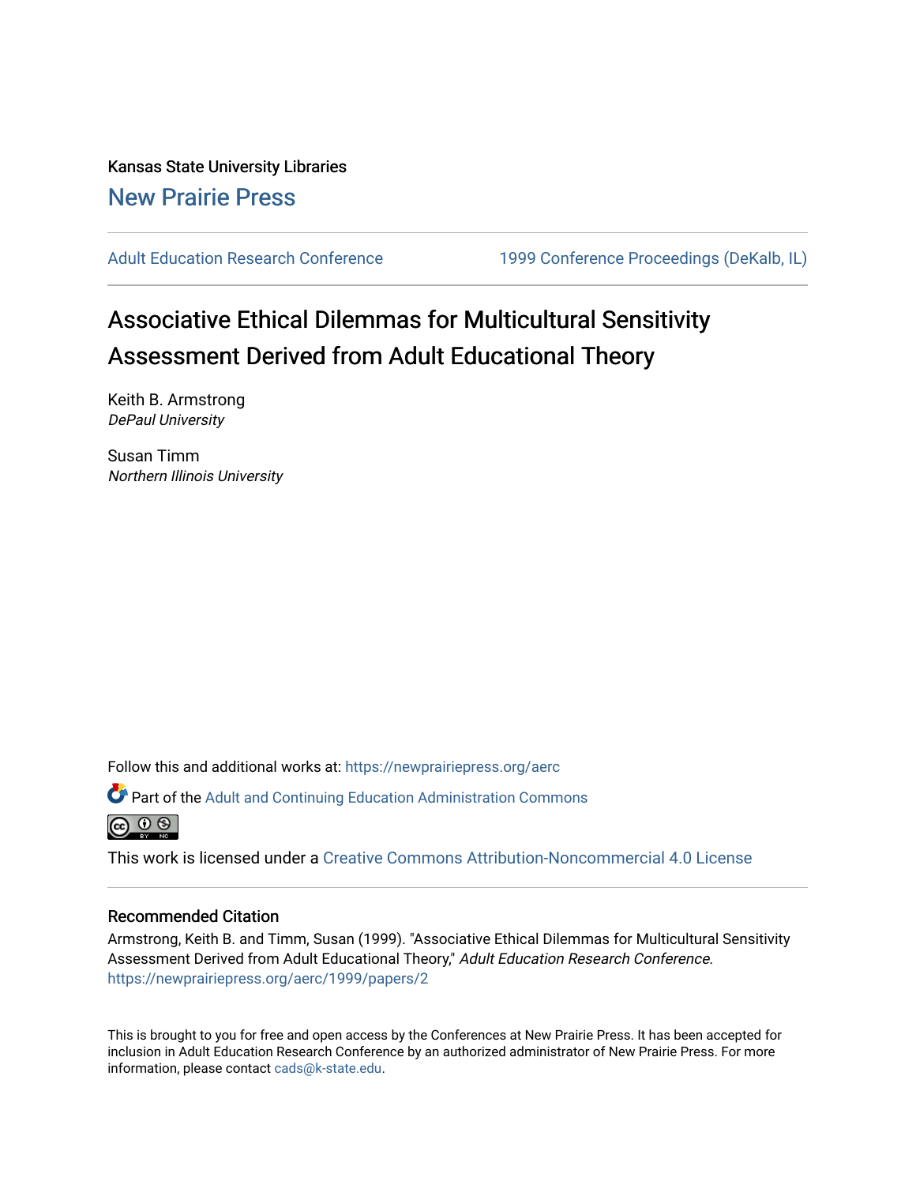Kansas State University Libraries

New Prairie Press

Adult Education Research Conference

1999 Conference Proceedings (DeKalb, IL)

# Associative Ethical Dilemmas for Multicultural Sensitivity Assessment Derived from Adult Educational Theory

Keith B. Armstrong
*DePaul University*

Susan Timm
*Northern Illinois University*

Follow this and additional works at: https://newprairiepress.org/aerc

Part of the Adult and Continuing Education Administration Commons

This work is licensed under a Creative Commons Attribution-Noncommercial 4.0 License

## Recommended Citation

Armstrong, Keith B. and Timm, Susan (1999). "Associative Ethical Dilemmas for Multicultural Sensitivity Assessment Derived from Adult Educational Theory," *Adult Education Research Conference*. https://newprairiepress.org/aerc/1999/papers/2

This is brought to you for free and open access by the Conferences at New Prairie Press. It has been accepted for inclusion in Adult Education Research Conference by an authorized administrator of New Prairie Press. For more information, please contact cads@k-state.edu.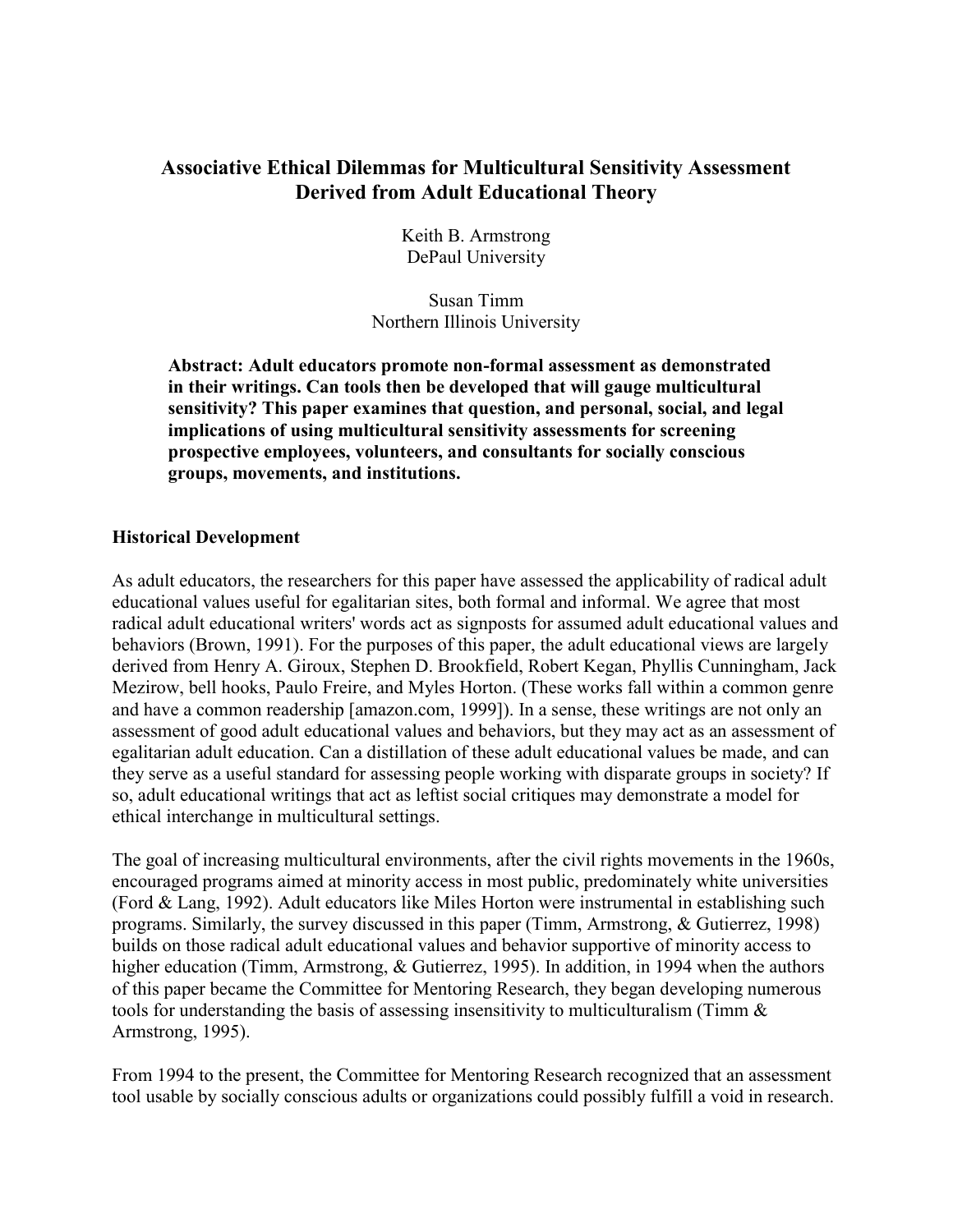# Associative Ethical Dilemmas for Multicultural Sensitivity Assessment Derived from Adult Educational Theory

Keith B. Armstrong
DePaul University

Susan Timm
Northern Illinois University

**Abstract: Adult educators promote non-formal assessment as demonstrated in their writings. Can tools then be developed that will gauge multicultural sensitivity? This paper examines that question, and personal, social, and legal implications of using multicultural sensitivity assessments for screening prospective employees, volunteers, and consultants for socially conscious groups, movements, and institutions.**

## Historical Development

As adult educators, the researchers for this paper have assessed the applicability of radical adult educational values useful for egalitarian sites, both formal and informal. We agree that most radical adult educational writers' words act as signposts for assumed adult educational values and behaviors (Brown, 1991). For the purposes of this paper, the adult educational views are largely derived from Henry A. Giroux, Stephen D. Brookfield, Robert Kegan, Phyllis Cunningham, Jack Mezirow, bell hooks, Paulo Freire, and Myles Horton. (These works fall within a common genre and have a common readership [amazon.com, 1999]). In a sense, these writings are not only an assessment of good adult educational values and behaviors, but they may act as an assessment of egalitarian adult education. Can a distillation of these adult educational values be made, and can they serve as a useful standard for assessing people working with disparate groups in society? If so, adult educational writings that act as leftist social critiques may demonstrate a model for ethical interchange in multicultural settings.

The goal of increasing multicultural environments, after the civil rights movements in the 1960s, encouraged programs aimed at minority access in most public, predominately white universities (Ford & Lang, 1992). Adult educators like Miles Horton were instrumental in establishing such programs. Similarly, the survey discussed in this paper (Timm, Armstrong, & Gutierrez, 1998) builds on those radical adult educational values and behavior supportive of minority access to higher education (Timm, Armstrong, & Gutierrez, 1995). In addition, in 1994 when the authors of this paper became the Committee for Mentoring Research, they began developing numerous tools for understanding the basis of assessing insensitivity to multiculturalism (Timm & Armstrong, 1995).

From 1994 to the present, the Committee for Mentoring Research recognized that an assessment tool usable by socially conscious adults or organizations could possibly fulfill a void in research.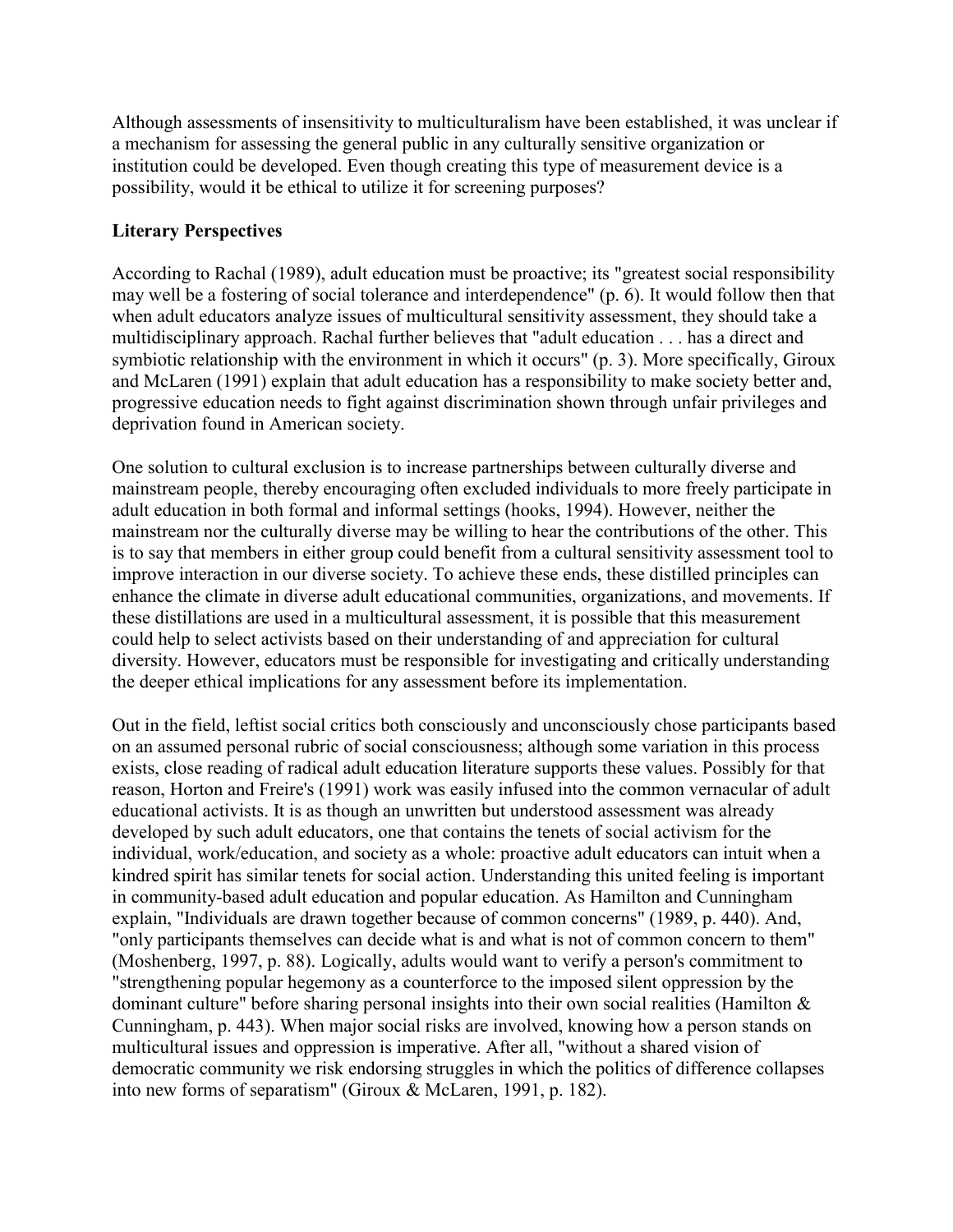Although assessments of insensitivity to multiculturalism have been established, it was unclear if a mechanism for assessing the general public in any culturally sensitive organization or institution could be developed. Even though creating this type of measurement device is a possibility, would it be ethical to utilize it for screening purposes?

### Literary Perspectives

According to Rachal (1989), adult education must be proactive; its "greatest social responsibility may well be a fostering of social tolerance and interdependence" (p. 6). It would follow then that when adult educators analyze issues of multicultural sensitivity assessment, they should take a multidisciplinary approach. Rachal further believes that "adult education . . . has a direct and symbiotic relationship with the environment in which it occurs" (p. 3). More specifically, Giroux and McLaren (1991) explain that adult education has a responsibility to make society better and, progressive education needs to fight against discrimination shown through unfair privileges and deprivation found in American society.

One solution to cultural exclusion is to increase partnerships between culturally diverse and mainstream people, thereby encouraging often excluded individuals to more freely participate in adult education in both formal and informal settings (hooks, 1994). However, neither the mainstream nor the culturally diverse may be willing to hear the contributions of the other. This is to say that members in either group could benefit from a cultural sensitivity assessment tool to improve interaction in our diverse society. To achieve these ends, these distilled principles can enhance the climate in diverse adult educational communities, organizations, and movements. If these distillations are used in a multicultural assessment, it is possible that this measurement could help to select activists based on their understanding of and appreciation for cultural diversity. However, educators must be responsible for investigating and critically understanding the deeper ethical implications for any assessment before its implementation.

Out in the field, leftist social critics both consciously and unconsciously chose participants based on an assumed personal rubric of social consciousness; although some variation in this process exists, close reading of radical adult education literature supports these values. Possibly for that reason, Horton and Freire's (1991) work was easily infused into the common vernacular of adult educational activists. It is as though an unwritten but understood assessment was already developed by such adult educators, one that contains the tenets of social activism for the individual, work/education, and society as a whole: proactive adult educators can intuit when a kindred spirit has similar tenets for social action. Understanding this united feeling is important in community-based adult education and popular education. As Hamilton and Cunningham explain, "Individuals are drawn together because of common concerns" (1989, p. 440). And, "only participants themselves can decide what is and what is not of common concern to them" (Moshenberg, 1997, p. 88). Logically, adults would want to verify a person's commitment to "strengthening popular hegemony as a counterforce to the imposed silent oppression by the dominant culture" before sharing personal insights into their own social realities (Hamilton & Cunningham, p. 443). When major social risks are involved, knowing how a person stands on multicultural issues and oppression is imperative. After all, "without a shared vision of democratic community we risk endorsing struggles in which the politics of difference collapses into new forms of separatism" (Giroux & McLaren, 1991, p. 182).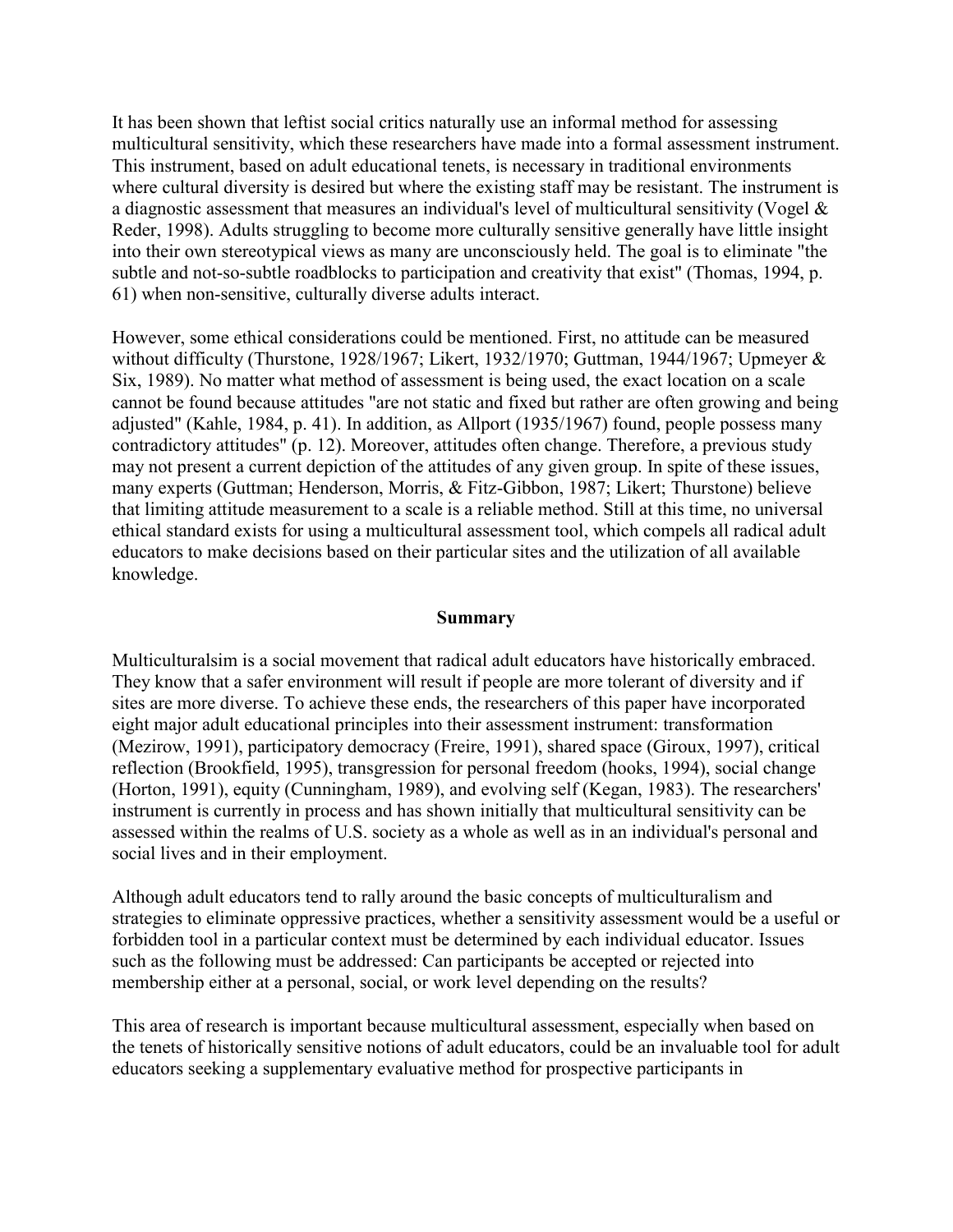It has been shown that leftist social critics naturally use an informal method for assessing multicultural sensitivity, which these researchers have made into a formal assessment instrument. This instrument, based on adult educational tenets, is necessary in traditional environments where cultural diversity is desired but where the existing staff may be resistant. The instrument is a diagnostic assessment that measures an individual's level of multicultural sensitivity (Vogel & Reder, 1998). Adults struggling to become more culturally sensitive generally have little insight into their own stereotypical views as many are unconsciously held. The goal is to eliminate "the subtle and not-so-subtle roadblocks to participation and creativity that exist" (Thomas, 1994, p. 61) when non-sensitive, culturally diverse adults interact.

However, some ethical considerations could be mentioned. First, no attitude can be measured without difficulty (Thurstone, 1928/1967; Likert, 1932/1970; Guttman, 1944/1967; Upmeyer & Six, 1989). No matter what method of assessment is being used, the exact location on a scale cannot be found because attitudes "are not static and fixed but rather are often growing and being adjusted" (Kahle, 1984, p. 41). In addition, as Allport (1935/1967) found, people possess many contradictory attitudes" (p. 12). Moreover, attitudes often change. Therefore, a previous study may not present a current depiction of the attitudes of any given group. In spite of these issues, many experts (Guttman; Henderson, Morris, & Fitz-Gibbon, 1987; Likert; Thurstone) believe that limiting attitude measurement to a scale is a reliable method. Still at this time, no universal ethical standard exists for using a multicultural assessment tool, which compels all radical adult educators to make decisions based on their particular sites and the utilization of all available knowledge.

## Summary

Multiculturalsim is a social movement that radical adult educators have historically embraced. They know that a safer environment will result if people are more tolerant of diversity and if sites are more diverse. To achieve these ends, the researchers of this paper have incorporated eight major adult educational principles into their assessment instrument: transformation (Mezirow, 1991), participatory democracy (Freire, 1991), shared space (Giroux, 1997), critical reflection (Brookfield, 1995), transgression for personal freedom (hooks, 1994), social change (Horton, 1991), equity (Cunningham, 1989), and evolving self (Kegan, 1983). The researchers' instrument is currently in process and has shown initially that multicultural sensitivity can be assessed within the realms of U.S. society as a whole as well as in an individual's personal and social lives and in their employment.

Although adult educators tend to rally around the basic concepts of multiculturalism and strategies to eliminate oppressive practices, whether a sensitivity assessment would be a useful or forbidden tool in a particular context must be determined by each individual educator. Issues such as the following must be addressed: Can participants be accepted or rejected into membership either at a personal, social, or work level depending on the results?

This area of research is important because multicultural assessment, especially when based on the tenets of historically sensitive notions of adult educators, could be an invaluable tool for adult educators seeking a supplementary evaluative method for prospective participants in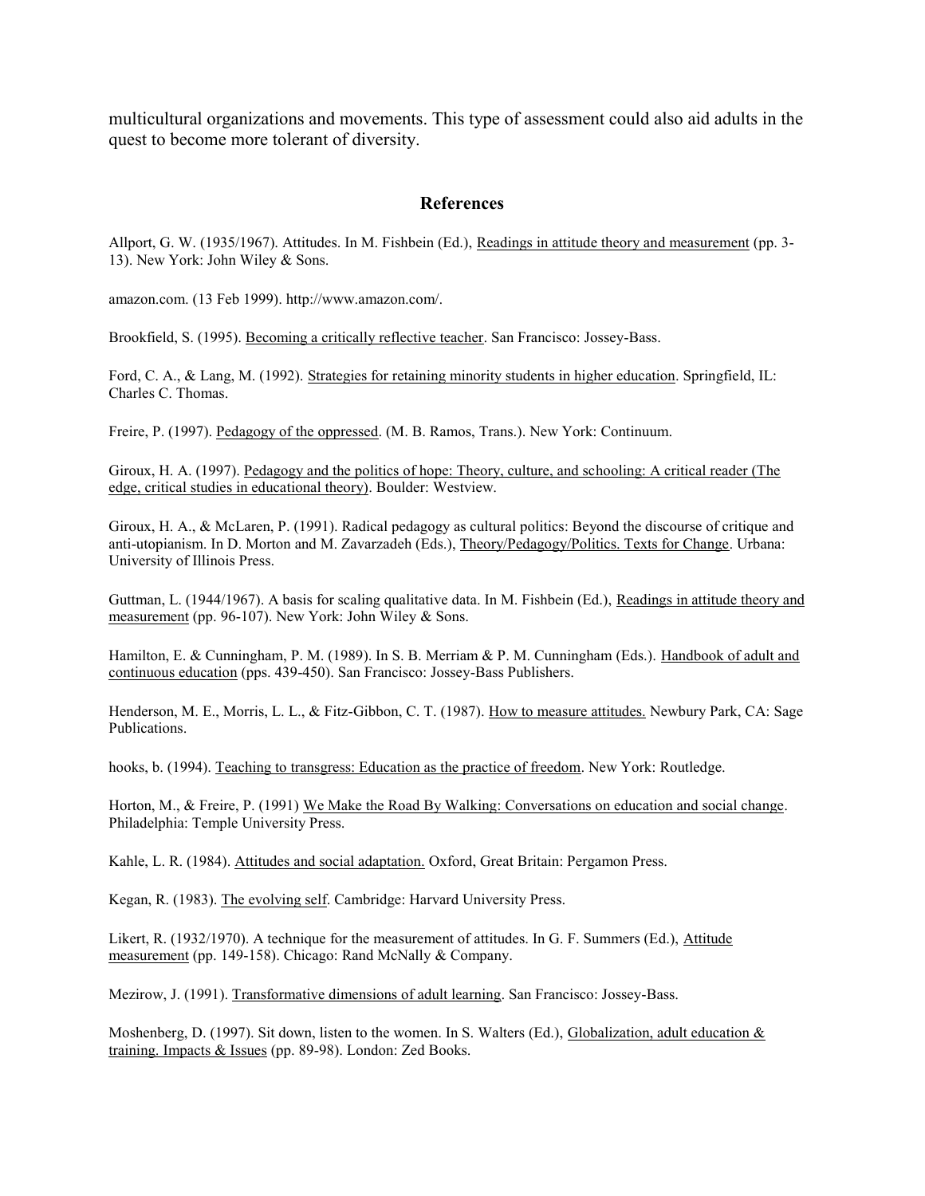multicultural organizations and movements. This type of assessment could also aid adults in the quest to become more tolerant of diversity.

## References

Allport, G. W. (1935/1967). Attitudes. In M. Fishbein (Ed.), Readings in attitude theory and measurement (pp. 3-13). New York: John Wiley & Sons.

amazon.com. (13 Feb 1999). http://www.amazon.com/.

Brookfield, S. (1995). Becoming a critically reflective teacher. San Francisco: Jossey-Bass.

Ford, C. A., & Lang, M. (1992). Strategies for retaining minority students in higher education. Springfield, IL: Charles C. Thomas.

Freire, P. (1997). Pedagogy of the oppressed. (M. B. Ramos, Trans.). New York: Continuum.

Giroux, H. A. (1997). Pedagogy and the politics of hope: Theory, culture, and schooling: A critical reader (The edge, critical studies in educational theory). Boulder: Westview.

Giroux, H. A., & McLaren, P. (1991). Radical pedagogy as cultural politics: Beyond the discourse of critique and anti-utopianism. In D. Morton and M. Zavarzadeh (Eds.), Theory/Pedagogy/Politics. Texts for Change. Urbana: University of Illinois Press.

Guttman, L. (1944/1967). A basis for scaling qualitative data. In M. Fishbein (Ed.), Readings in attitude theory and measurement (pp. 96-107). New York: John Wiley & Sons.

Hamilton, E. & Cunningham, P. M. (1989). In S. B. Merriam & P. M. Cunningham (Eds.). Handbook of adult and continuous education (pps. 439-450). San Francisco: Jossey-Bass Publishers.

Henderson, M. E., Morris, L. L., & Fitz-Gibbon, C. T. (1987). How to measure attitudes. Newbury Park, CA: Sage Publications.

hooks, b. (1994). Teaching to transgress: Education as the practice of freedom. New York: Routledge.

Horton, M., & Freire, P. (1991) We Make the Road By Walking: Conversations on education and social change. Philadelphia: Temple University Press.

Kahle, L. R. (1984). Attitudes and social adaptation. Oxford, Great Britain: Pergamon Press.

Kegan, R. (1983). The evolving self. Cambridge: Harvard University Press.

Likert, R. (1932/1970). A technique for the measurement of attitudes. In G. F. Summers (Ed.), Attitude measurement (pp. 149-158). Chicago: Rand McNally & Company.

Mezirow, J. (1991). Transformative dimensions of adult learning. San Francisco: Jossey-Bass.

Moshenberg, D. (1997). Sit down, listen to the women. In S. Walters (Ed.), Globalization, adult education & training. Impacts & Issues (pp. 89-98). London: Zed Books.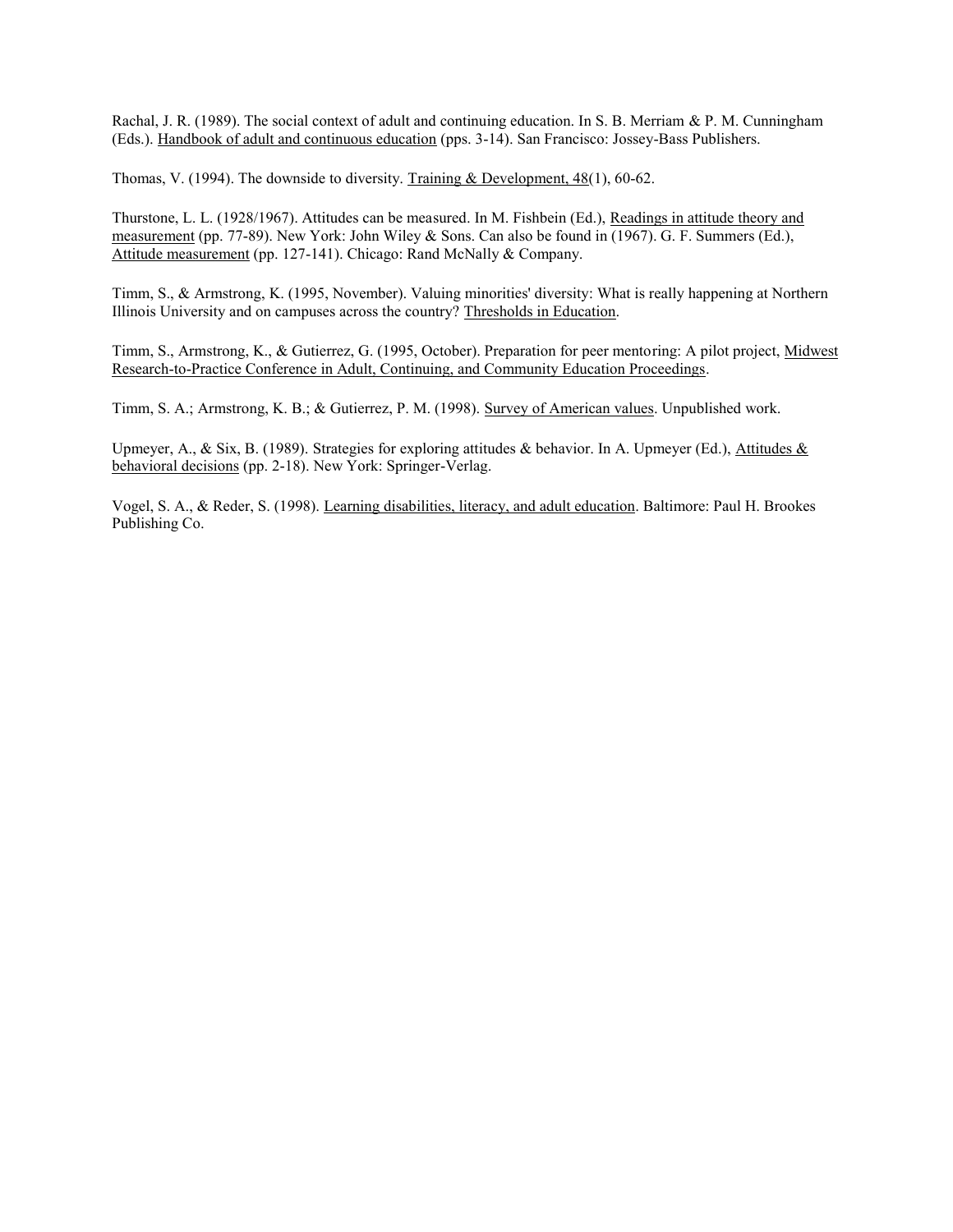Rachal, J. R. (1989). The social context of adult and continuing education. In S. B. Merriam & P. M. Cunningham (Eds.). Handbook of adult and continuous education (pps. 3-14). San Francisco: Jossey-Bass Publishers.

Thomas, V. (1994). The downside to diversity. Training & Development, 48(1), 60-62.

Thurstone, L. L. (1928/1967). Attitudes can be measured. In M. Fishbein (Ed.), Readings in attitude theory and measurement (pp. 77-89). New York: John Wiley & Sons. Can also be found in (1967). G. F. Summers (Ed.), Attitude measurement (pp. 127-141). Chicago: Rand McNally & Company.

Timm, S., & Armstrong, K. (1995, November). Valuing minorities' diversity: What is really happening at Northern Illinois University and on campuses across the country? Thresholds in Education.

Timm, S., Armstrong, K., & Gutierrez, G. (1995, October). Preparation for peer mentoring: A pilot project, Midwest Research-to-Practice Conference in Adult, Continuing, and Community Education Proceedings.

Timm, S. A.; Armstrong, K. B.; & Gutierrez, P. M. (1998). Survey of American values. Unpublished work.

Upmeyer, A., & Six, B. (1989). Strategies for exploring attitudes & behavior. In A. Upmeyer (Ed.), Attitudes & behavioral decisions (pp. 2-18). New York: Springer-Verlag.

Vogel, S. A., & Reder, S. (1998). Learning disabilities, literacy, and adult education. Baltimore: Paul H. Brookes Publishing Co.